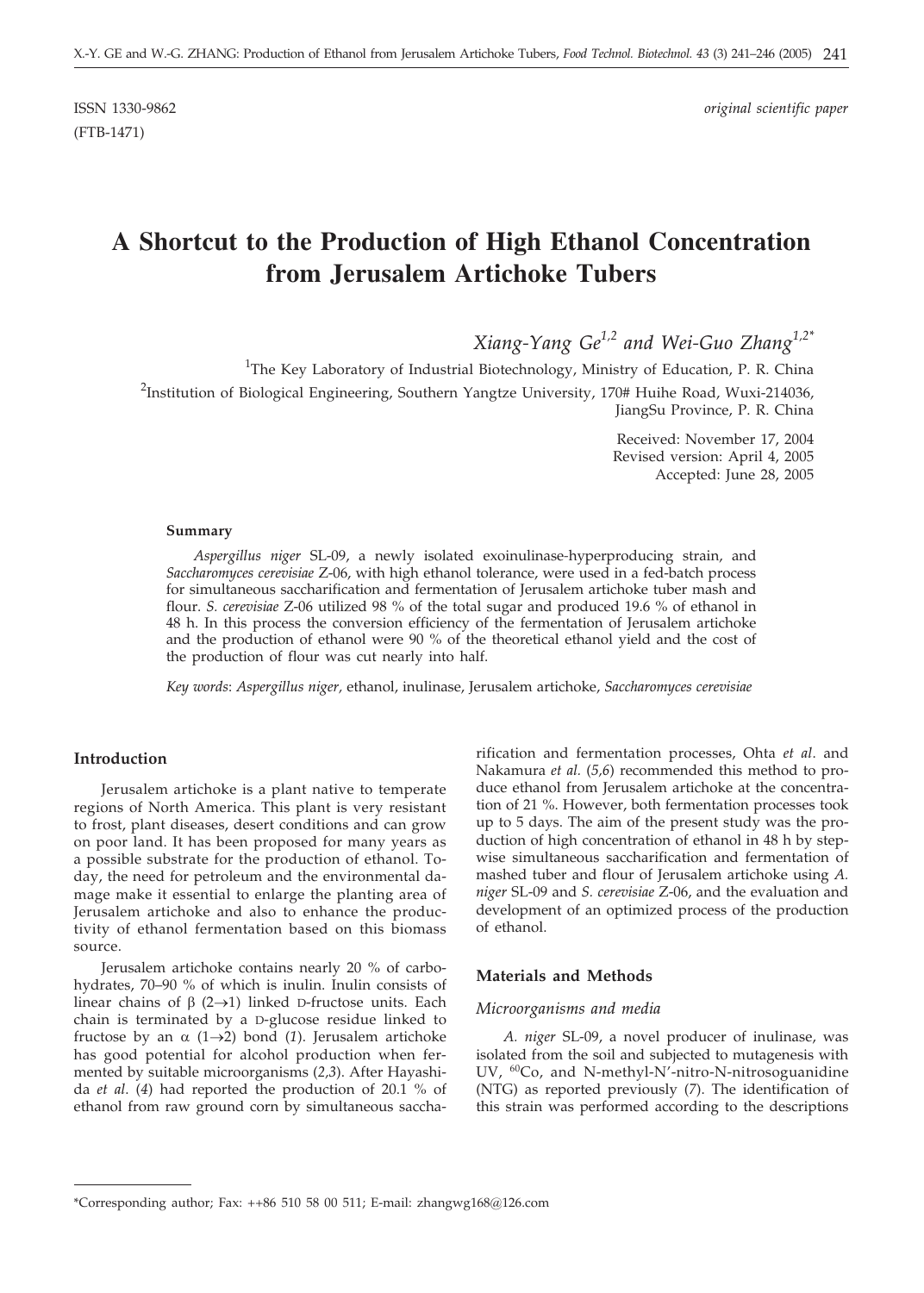ISSN 1330-9862 *original scientific paper*

(FTB-1471)

# A Shortcut to the Production of High Ethanol Concentration from Jerusalem Artichoke Tubers

*Xiang-Yang Ge*[1,2] *and Wei-Guo Zhang*[1,2*]

[1]The Key Laboratory of Industrial Biotechnology, Ministry of Education, P. R. China

[2]Institution of Biological Engineering, Southern Yangtze University, 170# Huihe Road, Wuxi-214036, JiangSu Province, P. R. China

Received: November 17, 2004
Revised version: April 4, 2005
Accepted: June 28, 2005

**Summary**

*Aspergillus niger* SL-09, a newly isolated exoinulinase-hyperproducing strain, and *Saccharomyces cerevisiae* Z-06, with high ethanol tolerance, were used in a fed-batch process for simultaneous saccharification and fermentation of Jerusalem artichoke tuber mash and flour. *S. cerevisiae* Z-06 utilized 98 % of the total sugar and produced 19.6 % of ethanol in 48 h. In this process the conversion efficiency of the fermentation of Jerusalem artichoke and the production of ethanol were 90 % of the theoretical ethanol yield and the cost of the production of flour was cut nearly into half.

*Key words*: *Aspergillus niger*, ethanol, inulinase, Jerusalem artichoke, *Saccharomyces cerevisiae*

## Introduction

Jerusalem artichoke is a plant native to temperate regions of North America. This plant is very resistant to frost, plant diseases, desert conditions and can grow on poor land. It has been proposed for many years as a possible substrate for the production of ethanol. Today, the need for petroleum and the environmental damage make it essential to enlarge the planting area of Jerusalem artichoke and also to enhance the productivity of ethanol fermentation based on this biomass source.

Jerusalem artichoke contains nearly 20 % of carbohydrates, 70–90 % of which is inulin. Inulin consists of linear chains of β (2→1) linked D-fructose units. Each chain is terminated by a D-glucose residue linked to fructose by an α (1→2) bond (*1*). Jerusalem artichoke has good potential for alcohol production when fermented by suitable microorganisms (*2,3*). After Hayashida *et al*. (*4*) had reported the production of 20.1 % of ethanol from raw ground corn by simultaneous saccharification and fermentation processes, Ohta *et al*. and Nakamura *et al.* (*5,6*) recommended this method to produce ethanol from Jerusalem artichoke at the concentration of 21 %. However, both fermentation processes took up to 5 days. The aim of the present study was the production of high concentration of ethanol in 48 h by stepwise simultaneous saccharification and fermentation of mashed tuber and flour of Jerusalem artichoke using *A. niger* SL-09 and *S. cerevisiae* Z-06, and the evaluation and development of an optimized process of the production of ethanol.

## Materials and Methods

### Microorganisms and media

*A. niger* SL-09, a novel producer of inulinase, was isolated from the soil and subjected to mutagenesis with UV, $^{60}$Co, and N-methyl-N'-nitro-N-nitrosoguanidine (NTG) as reported previously (*7*). The identification of this strain was performed according to the descriptions

*Corresponding author; Fax: ++86 510 58 00 511; E-mail: zhangwg168@126.com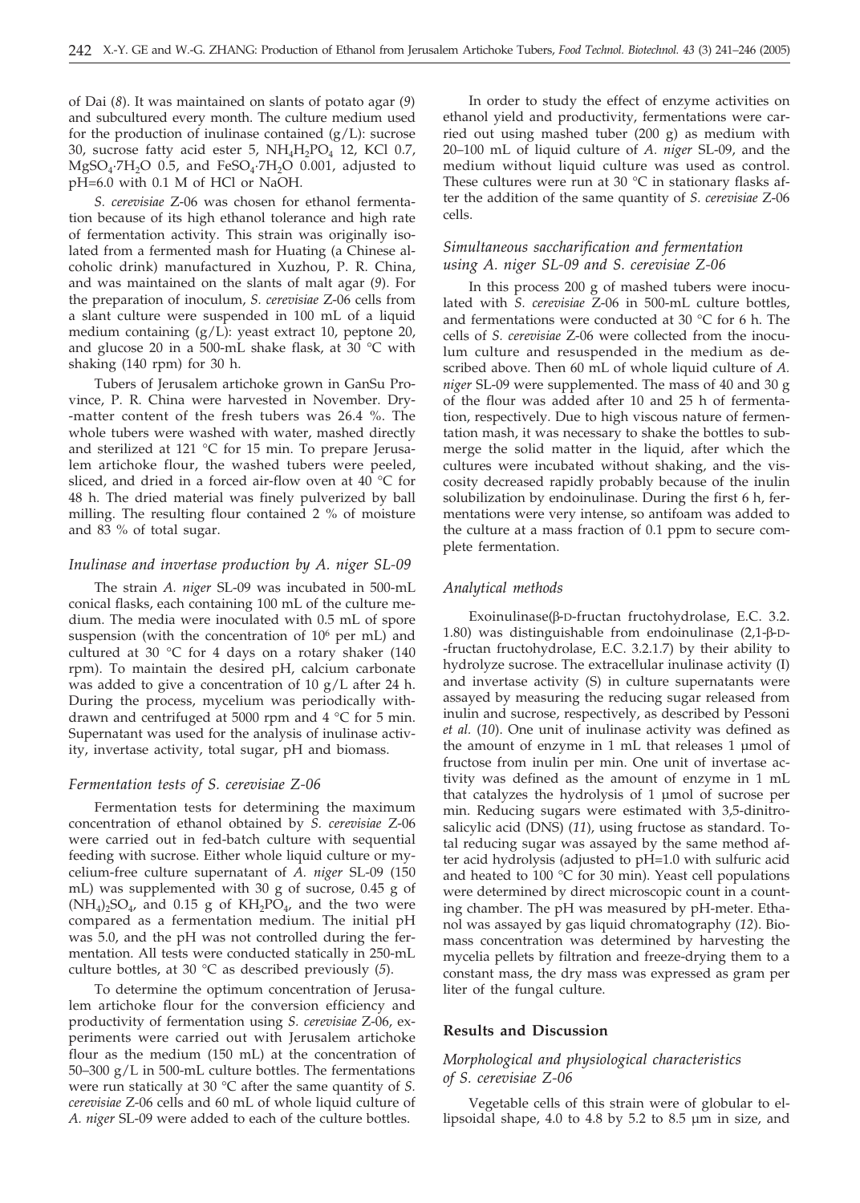of Dai (*8*). It was maintained on slants of potato agar (*9*) and subcultured every month. The culture medium used for the production of inulinase contained (g/L): sucrose 30, sucrose fatty acid ester 5, $NH_4H_2PO_4$ 12, KCl 0.7, $MgSO_4·7H_2O$ 0.5, and $FeSO_4·7H_2O$ 0.001, adjusted to pH=6.0 with 0.1 M of HCl or NaOH.

*S. cerevisiae* Z-06 was chosen for ethanol fermentation because of its high ethanol tolerance and high rate of fermentation activity. This strain was originally isolated from a fermented mash for Huating (a Chinese alcoholic drink) manufactured in Xuzhou, P. R. China, and was maintained on the slants of malt agar (*9*). For the preparation of inoculum, *S. cerevisiae* Z-06 cells from a slant culture were suspended in 100 mL of a liquid medium containing (g/L): yeast extract 10, peptone 20, and glucose 20 in a 500-mL shake flask, at 30 °C with shaking (140 rpm) for 30 h.

Tubers of Jerusalem artichoke grown in GanSu Province, P. R. China were harvested in November. Dry-matter content of the fresh tubers was 26.4 %. The whole tubers were washed with water, mashed directly and sterilized at 121 °C for 15 min. To prepare Jerusalem artichoke flour, the washed tubers were peeled, sliced, and dried in a forced air-flow oven at 40 °C for 48 h. The dried material was finely pulverized by ball milling. The resulting flour contained 2 % of moisture and 83 % of total sugar.

### *Inulinase and invertase production by A. niger SL-09*

The strain *A. niger* SL-09 was incubated in 500-mL conical flasks, each containing 100 mL of the culture medium. The media were inoculated with 0.5 mL of spore suspension (with the concentration of $10^6$ per mL) and cultured at 30 °C for 4 days on a rotary shaker (140 rpm). To maintain the desired pH, calcium carbonate was added to give a concentration of 10 g/L after 24 h. During the process, mycelium was periodically withdrawn and centrifuged at 5000 rpm and 4 °C for 5 min. Supernatant was used for the analysis of inulinase activity, invertase activity, total sugar, pH and biomass.

### *Fermentation tests of S. cerevisiae Z-06*

Fermentation tests for determining the maximum concentration of ethanol obtained by *S. cerevisiae* Z-06 were carried out in fed-batch culture with sequential feeding with sucrose. Either whole liquid culture or mycelium-free culture supernatant of *A. niger* SL-09 (150 mL) was supplemented with 30 g of sucrose, 0.45 g of $(NH_4)_2SO_4$, and 0.15 g of $KH_2PO_4$, and the two were compared as a fermentation medium. The initial pH was 5.0, and the pH was not controlled during the fermentation. All tests were conducted statically in 250-mL culture bottles, at 30 °C as described previously (*5*).

To determine the optimum concentration of Jerusalem artichoke flour for the conversion efficiency and productivity of fermentation using *S. cerevisiae* Z-06, experiments were carried out with Jerusalem artichoke flour as the medium (150 mL) at the concentration of 50–300 g/L in 500-mL culture bottles. The fermentations were run statically at 30 °C after the same quantity of *S. cerevisiae* Z-06 cells and 60 mL of whole liquid culture of *A. niger* SL-09 were added to each of the culture bottles.

In order to study the effect of enzyme activities on ethanol yield and productivity, fermentations were carried out using mashed tuber (200 g) as medium with 20–100 mL of liquid culture of *A. niger* SL-09, and the medium without liquid culture was used as control. These cultures were run at 30 °C in stationary flasks after the addition of the same quantity of *S. cerevisiae* Z-06 cells.

### *Simultaneous saccharification and fermentation using A. niger SL-09 and S. cerevisiae Z-06*

In this process 200 g of mashed tubers were inoculated with *S. cerevisiae* Z-06 in 500-mL culture bottles, and fermentations were conducted at 30 °C for 6 h. The cells of *S. cerevisiae* Z-06 were collected from the inoculum culture and resuspended in the medium as described above. Then 60 mL of whole liquid culture of *A. niger* SL-09 were supplemented. The mass of 40 and 30 g of the flour was added after 10 and 25 h of fermentation, respectively. Due to high viscous nature of fermentation mash, it was necessary to shake the bottles to submerge the solid matter in the liquid, after which the cultures were incubated without shaking, and the viscosity decreased rapidly probably because of the inulin solubilization by endoinulinase. During the first 6 h, fermentations were very intense, so antifoam was added to the culture at a mass fraction of 0.1 ppm to secure complete fermentation.

### *Analytical methods*

Exoinulinase(β-D-fructan fructohydrolase, E.C. 3.2. 1.80) was distinguishable from endoinulinase (2,1-β-D-fructan fructohydrolase, E.C. 3.2.1.7) by their ability to hydrolyze sucrose. The extracellular inulinase activity (I) and invertase activity (S) in culture supernatants were assayed by measuring the reducing sugar released from inulin and sucrose, respectively, as described by Pessoni *et al.* (*10*). One unit of inulinase activity was defined as the amount of enzyme in 1 mL that releases 1 μmol of fructose from inulin per min. One unit of invertase activity was defined as the amount of enzyme in 1 mL that catalyzes the hydrolysis of 1 μmol of sucrose per min. Reducing sugars were estimated with 3,5-dinitrosalicylic acid (DNS) (*11*), using fructose as standard. Total reducing sugar was assayed by the same method after acid hydrolysis (adjusted to pH=1.0 with sulfuric acid and heated to 100 °C for 30 min). Yeast cell populations were determined by direct microscopic count in a counting chamber. The pH was measured by pH-meter. Ethanol was assayed by gas liquid chromatography (*12*). Biomass concentration was determined by harvesting the mycelia pellets by filtration and freeze-drying them to a constant mass, the dry mass was expressed as gram per liter of the fungal culture.

## Results and Discussion

### *Morphological and physiological characteristics of S. cerevisiae Z-06*

Vegetable cells of this strain were of globular to ellipsoidal shape, 4.0 to 4.8 by 5.2 to 8.5 μm in size, and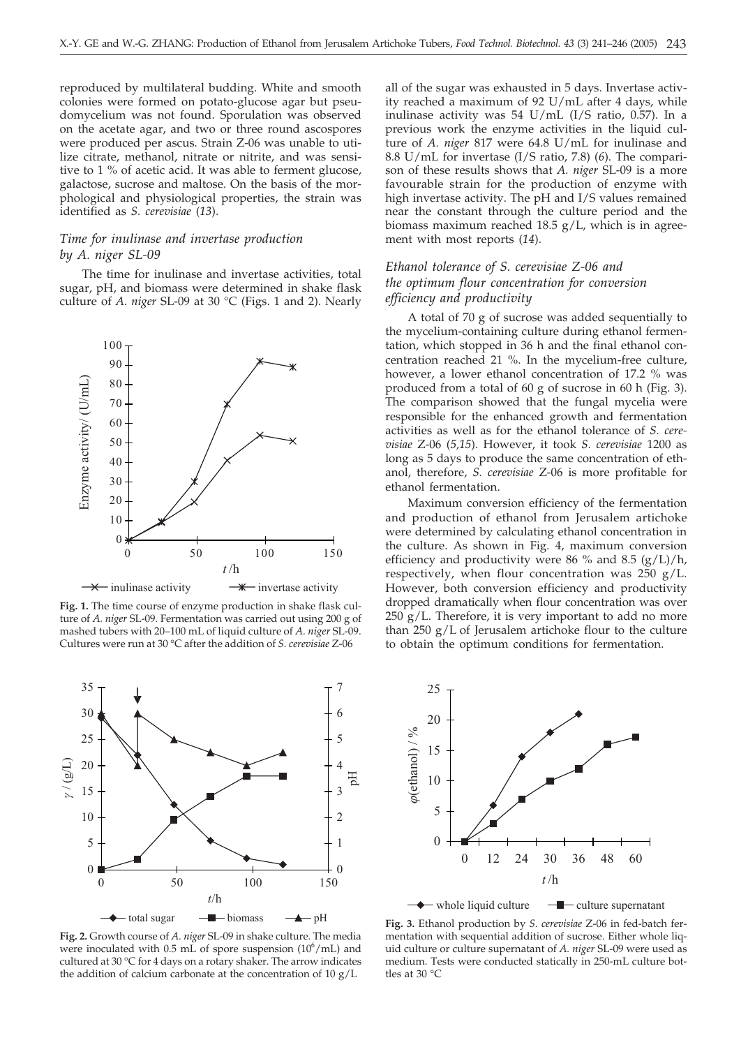reproduced by multilateral budding. White and smooth colonies were formed on potato-glucose agar but pseudomycelium was not found. Sporulation was observed on the acetate agar, and two or three round ascospores were produced per ascus. Strain Z-06 was unable to utilize citrate, methanol, nitrate or nitrite, and was sensitive to 1 % of acetic acid. It was able to ferment glucose, galactose, sucrose and maltose. On the basis of the morphological and physiological properties, the strain was identified as *S. cerevisiae* (*13*).

### *Time for inulinase and invertase production by A. niger SL-09*

The time for inulinase and invertase activities, total sugar, pH, and biomass were determined in shake flask culture of *A. niger* SL-09 at 30 °C (Figs. 1 and 2). Nearly all of the sugar was exhausted in 5 days. Invertase activity reached a maximum of 92 U/mL after 4 days, while inulinase activity was 54 U/mL (I/S ratio, 0.57). In a previous work the enzyme activities in the liquid culture of *A. niger* 817 were 64.8 U/mL for inulinase and 8.8 U/mL for invertase (I/S ratio, 7.8) (*6*). The comparison of these results shows that *A. niger* SL-09 is a more favourable strain for the production of enzyme with high invertase activity. The pH and I/S values remained near the constant through the culture period and the biomass maximum reached 18.5 g/L, which is in agreement with most reports (*14*).

**Fig. 1.** The time course of enzyme production in shake flask culture of *A. niger* SL-09. Fermentation was carried out using 200 g of mashed tubers with 20–100 mL of liquid culture of *A. niger* SL-09. Cultures were run at 30 °C after the addition of *S. cerevisiae* Z-06

**Fig. 2.** Growth course of *A. niger* SL-09 in shake culture. The media were inoculated with 0.5 mL of spore suspension ($10^6$/mL) and cultured at 30 °C for 4 days on a rotary shaker. The arrow indicates the addition of calcium carbonate at the concentration of 10 g/L

### *Ethanol tolerance of S. cerevisiae Z-06 and the optimum flour concentration for conversion efficiency and productivity*

A total of 70 g of sucrose was added sequentially to the mycelium-containing culture during ethanol fermentation, which stopped in 36 h and the final ethanol concentration reached 21 %. In the mycelium-free culture, however, a lower ethanol concentration of 17.2 % was produced from a total of 60 g of sucrose in 60 h (Fig. 3). The comparison showed that the fungal mycelia were responsible for the enhanced growth and fermentation activities as well as for the ethanol tolerance of *S. cerevisiae* Z-06 (*5,15*). However, it took *S. cerevisiae* 1200 as long as 5 days to produce the same concentration of ethanol, therefore, *S. cerevisiae* Z-06 is more profitable for ethanol fermentation.

Maximum conversion efficiency of the fermentation and production of ethanol from Jerusalem artichoke were determined by calculating ethanol concentration in the culture. As shown in Fig. 4, maximum conversion efficiency and productivity were 86 % and 8.5 (g/L)/h, respectively, when flour concentration was 250 g/L. However, both conversion efficiency and productivity dropped dramatically when flour concentration was over 250 g/L. Therefore, it is very important to add no more than 250 g/L of Jerusalem artichoke flour to the culture to obtain the optimum conditions for fermentation.

**Fig. 3.** Ethanol production by *S. cerevisiae* Z-06 in fed-batch fermentation with sequential addition of sucrose. Either whole liquid culture or culture supernatant of *A. niger* SL-09 were used as medium. Tests were conducted statically in 250-mL culture bottles at 30 °C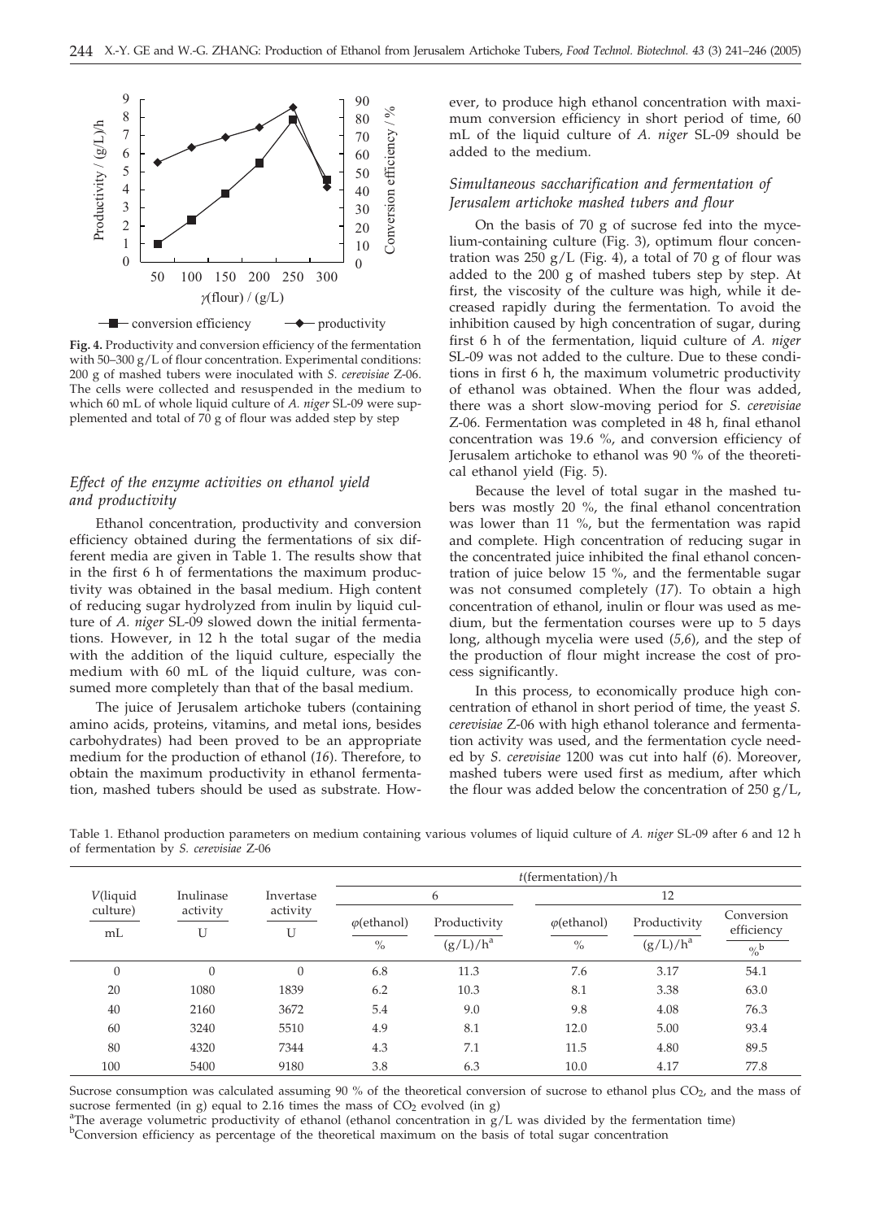Fig. 4. Productivity and conversion efficiency of the fermentation with 50–300 g/L of flour concentration. Experimental conditions: 200 g of mashed tubers were inoculated with *S. cerevisiae* Z-06. The cells were collected and resuspended in the medium to which 60 mL of whole liquid culture of *A. niger* SL-09 were supplemented and total of 70 g of flour was added step by step

### *Effect of the enzyme activities on ethanol yield and productivity*

Ethanol concentration, productivity and conversion efficiency obtained during the fermentations of six different media are given in Table 1. The results show that in the first 6 h of fermentations the maximum productivity was obtained in the basal medium. High content of reducing sugar hydrolyzed from inulin by liquid culture of *A. niger* SL-09 slowed down the initial fermentations. However, in 12 h the total sugar of the media with the addition of the liquid culture, especially the medium with 60 mL of the liquid culture, was consumed more completely than that of the basal medium.

The juice of Jerusalem artichoke tubers (containing amino acids, proteins, vitamins, and metal ions, besides carbohydrates) had been proved to be an appropriate medium for the production of ethanol (*16*). Therefore, to obtain the maximum productivity in ethanol fermentation, mashed tubers should be used as substrate. However, to produce high ethanol concentration with maximum conversion efficiency in short period of time, 60 mL of the liquid culture of *A. niger* SL-09 should be added to the medium.

### *Simultaneous saccharification and fermentation of Jerusalem artichoke mashed tubers and flour*

On the basis of 70 g of sucrose fed into the mycelium-containing culture (Fig. 3), optimum flour concentration was 250 g/L (Fig. 4), a total of 70 g of flour was added to the 200 g of mashed tubers step by step. At first, the viscosity of the culture was high, while it decreased rapidly during the fermentation. To avoid the inhibition caused by high concentration of sugar, during first 6 h of the fermentation, liquid culture of *A. niger* SL-09 was not added to the culture. Due to these conditions in first 6 h, the maximum volumetric productivity of ethanol was obtained. When the flour was added, there was a short slow-moving period for *S. cerevisiae* Z-06. Fermentation was completed in 48 h, final ethanol concentration was 19.6 %, and conversion efficiency of Jerusalem artichoke to ethanol was 90 % of the theoretical ethanol yield (Fig. 5).

Because the level of total sugar in the mashed tubers was mostly 20 %, the final ethanol concentration was lower than 11 %, but the fermentation was rapid and complete. High concentration of reducing sugar in the concentrated juice inhibited the final ethanol concentration of juice below 15 %, and the fermentable sugar was not consumed completely (*17*). To obtain a high concentration of ethanol, inulin or flour was used as medium, but the fermentation courses were up to 5 days long, although mycelia were used (*5,6*), and the step of the production of flour might increase the cost of process significantly.

In this process, to economically produce high concentration of ethanol in short period of time, the yeast *S. cerevisiae* Z-06 with high ethanol tolerance and fermentation activity was used, and the fermentation cycle needed by *S. cerevisiae* 1200 was cut into half (*6*). Moreover, mashed tubers were used first as medium, after which the flour was added below the concentration of 250 g/L,

Table 1. Ethanol production parameters on medium containing various volumes of liquid culture of *A. niger* SL-09 after 6 and 12 h of fermentation by *S. cerevisiae* Z-06

| | | | *t*(fermentation)/h | | | | |
|---|---|---|---|---|---|---|---|
| | | | 6 | | 12 | | |
| *V*(liquid culture)/mL | Inulinase activity/U | Invertase activity/U | $\varphi$(ethanol)/% | Productivity/(g/L)/h[a] | $\varphi$(ethanol)/% | Productivity/(g/L)/h[a] | Conversion efficiency/%[b] |
| 0 | 0 | 0 | 6.8 | 11.3 | 7.6 | 3.17 | 54.1 |
| 20 | 1080 | 1839 | 6.2 | 10.3 | 8.1 | 3.38 | 63.0 |
| 40 | 2160 | 3672 | 5.4 | 9.0 | 9.8 | 4.08 | 76.3 |
| 60 | 3240 | 5510 | 4.9 | 8.1 | 12.0 | 5.00 | 93.4 |
| 80 | 4320 | 7344 | 4.3 | 7.1 | 11.5 | 4.80 | 89.5 |
| 100 | 5400 | 9180 | 3.8 | 6.3 | 10.0 | 4.17 | 77.8 |

Sucrose consumption was calculated assuming 90 % of the theoretical conversion of sucrose to ethanol plus $CO_2$, and the mass of sucrose fermented (in g) equal to 2.16 times the mass of $CO_2$ evolved (in g)

[a]The average volumetric productivity of ethanol (ethanol concentration in g/L was divided by the fermentation time)

[b]Conversion efficiency as percentage of the theoretical maximum on the basis of total sugar concentration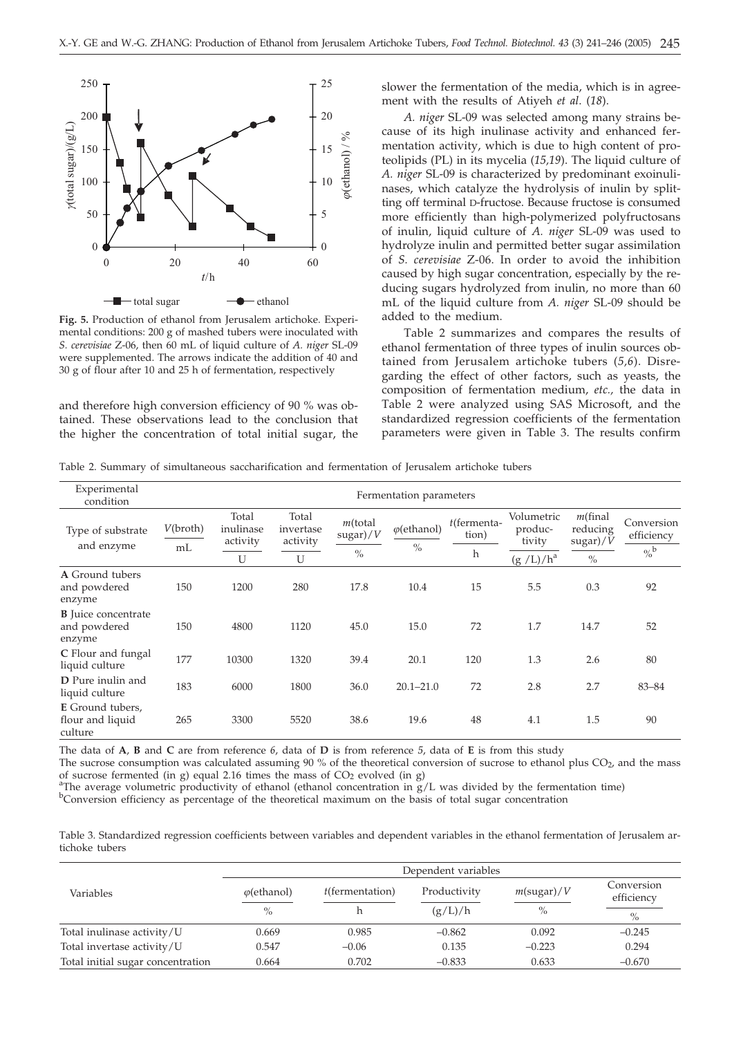Fig. 5. Production of ethanol from Jerusalem artichoke. Experimental conditions: 200 g of mashed tubers were inoculated with *S. cerevisiae* Z-06, then 60 mL of liquid culture of *A. niger* SL-09 were supplemented. The arrows indicate the addition of 40 and 30 g of flour after 10 and 25 h of fermentation, respectively

and therefore high conversion efficiency of 90 % was obtained. These observations lead to the conclusion that the higher the concentration of total initial sugar, the slower the fermentation of the media, which is in agreement with the results of Atiyeh *et al.* (*18*).

*A. niger* SL-09 was selected among many strains because of its high inulinase activity and enhanced fermentation activity, which is due to high content of proteolipids (PL) in its mycelia (*15,19*). The liquid culture of *A. niger* SL-09 is characterized by predominant exoinulinases, which catalyze the hydrolysis of inulin by splitting off terminal D-fructose. Because fructose is consumed more efficiently than high-polymerized polyfructosans of inulin, liquid culture of *A. niger* SL-09 was used to hydrolyze inulin and permitted better sugar assimilation of *S. cerevisiae* Z-06. In order to avoid the inhibition caused by high sugar concentration, especially by the reducing sugars hydrolyzed from inulin, no more than 60 mL of the liquid culture from *A. niger* SL-09 should be added to the medium.

Table 2 summarizes and compares the results of ethanol fermentation of three types of inulin sources obtained from Jerusalem artichoke tubers (*5,6*). Disregarding the effect of other factors, such as yeasts, the composition of fermentation medium, *etc.*, the data in Table 2 were analyzed using SAS Microsoft, and the standardized regression coefficients of the fermentation parameters were given in Table 3. The results confirm

Table 2. Summary of simultaneous saccharification and fermentation of Jerusalem artichoke tubers

| Experimental condition | Fermentation parameters | | | | | | | | |
|---|---|---|---|---|---|---|---|---|---|
| Type of substrate and enzyme | $V$(broth) / mL | Total inulinase activity / U | Total invertase activity / U | $m$(total sugar)/$V$ / % | $\varphi$(ethanol) / % | $t$(fermentation) / h | Volumetric productivity / (g /L)/h[a] | $m$(final reducing sugar)/$V$ / % | Conversion efficiency / %[b] |
| **A** Ground tubers and powdered enzyme | 150 | 1200 | 280 | 17.8 | 10.4 | 15 | 5.5 | 0.3 | 92 |
| **B** Juice concentrate and powdered enzyme | 150 | 4800 | 1120 | 45.0 | 15.0 | 72 | 1.7 | 14.7 | 52 |
| **C** Flour and fungal liquid culture | 177 | 10300 | 1320 | 39.4 | 20.1 | 120 | 1.3 | 2.6 | 80 |
| **D** Pure inulin and liquid culture | 183 | 6000 | 1800 | 36.0 | 20.1–21.0 | 72 | 2.8 | 2.7 | 83–84 |
| **E** Ground tubers, flour and liquid culture | 265 | 3300 | 5520 | 38.6 | 19.6 | 48 | 4.1 | 1.5 | 90 |

The data of **A**, **B** and **C** are from reference *6*, data of **D** is from reference *5*, data of **E** is from this study

The sucrose consumption was calculated assuming 90 % of the theoretical conversion of sucrose to ethanol plus $CO_2$, and the mass of sucrose fermented (in g) equal 2.16 times the mass of $CO_2$ evolved (in g)

[a]The average volumetric productivity of ethanol (ethanol concentration in g/L was divided by the fermentation time)

[b]Conversion efficiency as percentage of the theoretical maximum on the basis of total sugar concentration

Table 3. Standardized regression coefficients between variables and dependent variables in the ethanol fermentation of Jerusalem artichoke tubers

| Variables | Dependent variables | | | | |
|---|---|---|---|---|---|
| | $\varphi$(ethanol) / % | $t$(fermentation) / h | Productivity / (g/L)/h | $m$(sugar)/$V$ / % | Conversion efficiency / % |
| Total inulinase activity/U | 0.669 | 0.985 | −0.862 | 0.092 | −0.245 |
| Total invertase activity/U | 0.547 | −0.06 | 0.135 | −0.223 | 0.294 |
| Total initial sugar concentration | 0.664 | 0.702 | −0.833 | 0.633 | −0.670 |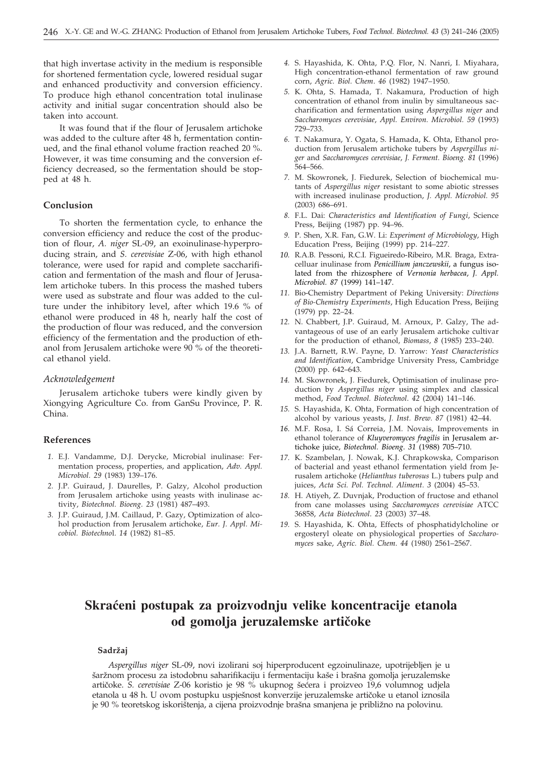that high invertase activity in the medium is responsible for shortened fermentation cycle, lowered residual sugar and enhanced productivity and conversion efficiency. To produce high ethanol concentration total inulinase activity and initial sugar concentration should also be taken into account.

It was found that if the flour of Jerusalem artichoke was added to the culture after 48 h, fermentation continued, and the final ethanol volume fraction reached 20 %. However, it was time consuming and the conversion efficiency decreased, so the fermentation should be stopped at 48 h.

## Conclusion

To shorten the fermentation cycle, to enhance the conversion efficiency and reduce the cost of the production of flour, *A. niger* SL-09, an exoinulinase-hyperproducing strain, and *S. cerevisiae* Z-06, with high ethanol tolerance, were used for rapid and complete saccharification and fermentation of the mash and flour of Jerusalem artichoke tubers. In this process the mashed tubers were used as substrate and flour was added to the culture under the inhibitory level, after which 19.6 % of ethanol were produced in 48 h, nearly half the cost of the production of flour was reduced, and the conversion efficiency of the fermentation and the production of ethanol from Jerusalem artichoke were 90 % of the theoretical ethanol yield.

### *Acknowledgement*

Jerusalem artichoke tubers were kindly given by Xiongying Agriculture Co. from GanSu Province, P. R. China.

## References

1. E.J. Vandamme, D.J. Derycke, Microbial inulinase: Fermentation process, properties, and application, *Adv. Appl. Microbiol. 29* (1983) 139–176.
2. J.P. Guiraud, J. Daurelles, P. Galzy, Alcohol production from Jerusalem artichoke using yeasts with inulinase activity, *Biotechnol. Bioeng. 23* (1981) 487–493.
3. J.P. Guiraud, J.M. Caillaud, P. Gazy, Optimization of alcohol production from Jerusalem artichoke, *Eur. J. Appl. Micobiol. Biotechn*ol. *14* (1982) 81–85.
4. S. Hayashida, K. Ohta, P.Q. Flor, N. Nanri, I. Miyahara, High concentration-ethanol fermentation of raw ground corn, *Agric. Biol. Chem. 46* (1982) 1947–1950.
5. K. Ohta, S. Hamada, T. Nakamura, Production of high concentration of ethanol from inulin by simultaneous saccharification and fermentation using *Aspergillus niger* and *Saccharomyces cerevisiae*, *Appl. Environ. Microbiol. 59* (1993) 729–733.
6. T. Nakamura, Y. Ogata, S. Hamada, K. Ohta, Ethanol production from Jerusalem artichoke tubers by *Aspergillus niger* and *Saccharomyces cerevisiae*, *J. Ferment. Bioeng. 81* (1996) 564–566.
7. M. Skowronek, J. Fiedurek, Selection of biochemical mutants of *Aspergillus niger* resistant to some abiotic stresses with increased inulinase production, *J. Appl. Microbiol. 95* (2003) 686–691.
8. F.L. Dai: *Characteristics and Identification of Fungi*, Science Press, Beijing (1987) pp. 94–96.
9. P. Shen, X.R. Fan, G.W. Li: *Experiment of Microbiology*, High Education Press, Beijing (1999) pp. 214–227.
10. R.A.B. Pessoni, R.C.I. Figueiredo-Ribeiro, M.R. Braga, Extracelluar inulinase from *Penicillium janczewskii*, a fungus isolated from the rhizosphere of *Vernonia herbacea*, *J. Appl. Microbiol. 87* (1999) 141–147.
11. Bio-Chemistry Department of Peking University: *Directions of Bio-Chemistry Experiments*, High Education Press, Beijing (1979) pp. 22–24.
12. N. Chabbert, J.P. Guiraud, M. Arnoux, P. Galzy, The advantageous of use of an early Jerusalem artichoke cultivar for the production of ethanol, *Biomass*, *8* (1985) 233–240.
13. J.A. Barnett, R.W. Payne, D. Yarrow: *Yeast Characteristics and Identification*, Cambridge University Press, Cambridge (2000) pp. 642–643.
14. M. Skowronek, J. Fiedurek, Optimisation of inulinase production by *Aspergillus niger* using simplex and classical method, *Food Technol. Biotechnol. 42* (2004) 141–146.
15. S. Hayashida, K. Ohta, Formation of high concentration of alcohol by various yeasts, *J. Inst. Brew. 87* (1981) 42–44.
16. M.F. Rosa, I. Sá Correia, J.M. Novais, Improvements in ethanol tolerance of *Kluyveromyces fragilis* in Jerusalem artichoke juice, *Biotechnol. Bioeng. 31* (1988) 705–710.
17. K. Szambelan, J. Nowak, K.J. Chrapkowska, Comparison of bacterial and yeast ethanol fermentation yield from Jerusalem artichoke (*Helianthus tuberosus* L.) tubers pulp and juices, *Acta Sci. Pol. Technol. Aliment. 3* (2004) 45–53.
18. H. Atiyeh, Z. Duvnjak, Production of fructose and ethanol from cane molasses using *Saccharomyces cerevisiae* ATCC 36858, *Acta Biotechnol. 23* (2003) 37–48.
19. S. Hayashida, K. Ohta, Effects of phosphatidylcholine or ergosteryl oleate on physiological properties of *Saccharomyces* sake, *Agric. Biol. Chem. 44* (1980) 2561–2567.

# Skraćeni postupak za proizvodnju velike koncentracije etanola od gomolja jeruzalemske artičoke

#### Sažetak

*Aspergillus niger* SL-09, novi izolirani soj hiperproducent egzoinulinaze, upotrijebljen je u šaržnom procesu za istodobnu saharifikaciju i fermentaciju kaše i brašna gomolja jeruzalemske artičoke. *S. cerevisiae* Z-06 koristio je 98 % ukupnog šećera i proizveo 19,6 volumnog udjela etanola u 48 h. U ovom postupku uspješnost konverzije jeruzalemske artičoke u etanol iznosila je 90 % teoretskog iskorištenja, a cijena proizvodnje brašna smanjena je približno na polovinu.